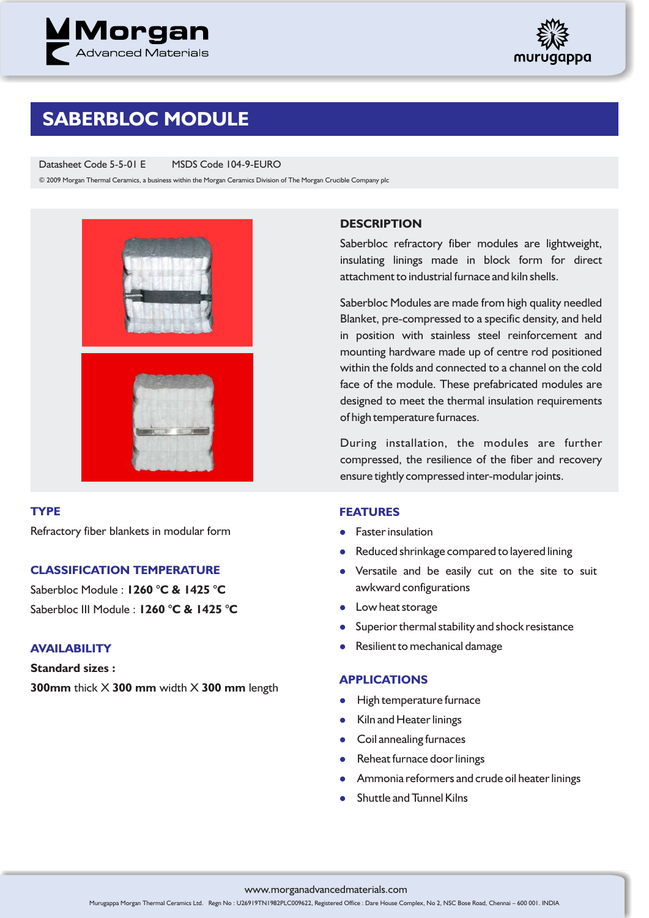# SABERBLOC MODULE

Datasheet Code 5-5-01 E MSDS Code 104-9-EURO

© 2009 Morgan Thermal Ceramics, a business within the Morgan Ceramics Division of The Morgan Crucible Company plc

## DESCRIPTION

Saberbloc refractory fiber modules are lightweight, insulating linings made in block form for direct attachment to industrial furnace and kiln shells.

Saberbloc Modules are made from high quality needled Blanket, pre-compressed to a specific density, and held in position with stainless steel reinforcement and mounting hardware made up of centre rod positioned within the folds and connected to a channel on the cold face of the module. These prefabricated modules are designed to meet the thermal insulation requirements of high temperature furnaces.

During installation, the modules are further compressed, the resilience of the fiber and recovery ensure tightly compressed inter-modular joints.

## TYPE

Refractory fiber blankets in modular form

## CLASSIFICATION TEMPERATURE

Saberbloc Module : **1260 °C & 1425 °C**

Saberbloc III Module : **1260 °C & 1425 °C**

## AVAILABILITY

**Standard sizes :**

**300mm** thick X **300 mm** width X **300 mm** length

## FEATURES

- Faster insulation
- Reduced shrinkage compared to layered lining
- Versatile and be easily cut on the site to suit awkward configurations
- Low heat storage
- Superior thermal stability and shock resistance
- Resilient to mechanical damage

## APPLICATIONS

- High temperature furnace
- Kiln and Heater linings
- Coil annealing furnaces
- Reheat furnace door linings
- Ammonia reformers and crude oil heater linings
- Shuttle and Tunnel Kilns

www.morganadvancedmaterials.com

Murugappa Morgan Thermal Ceramics Ltd. Regn No : U26919TN1982PLC009622, Registered Office : Dare House Complex, No 2, NSC Bose Road, Chennai – 600 001. INDIA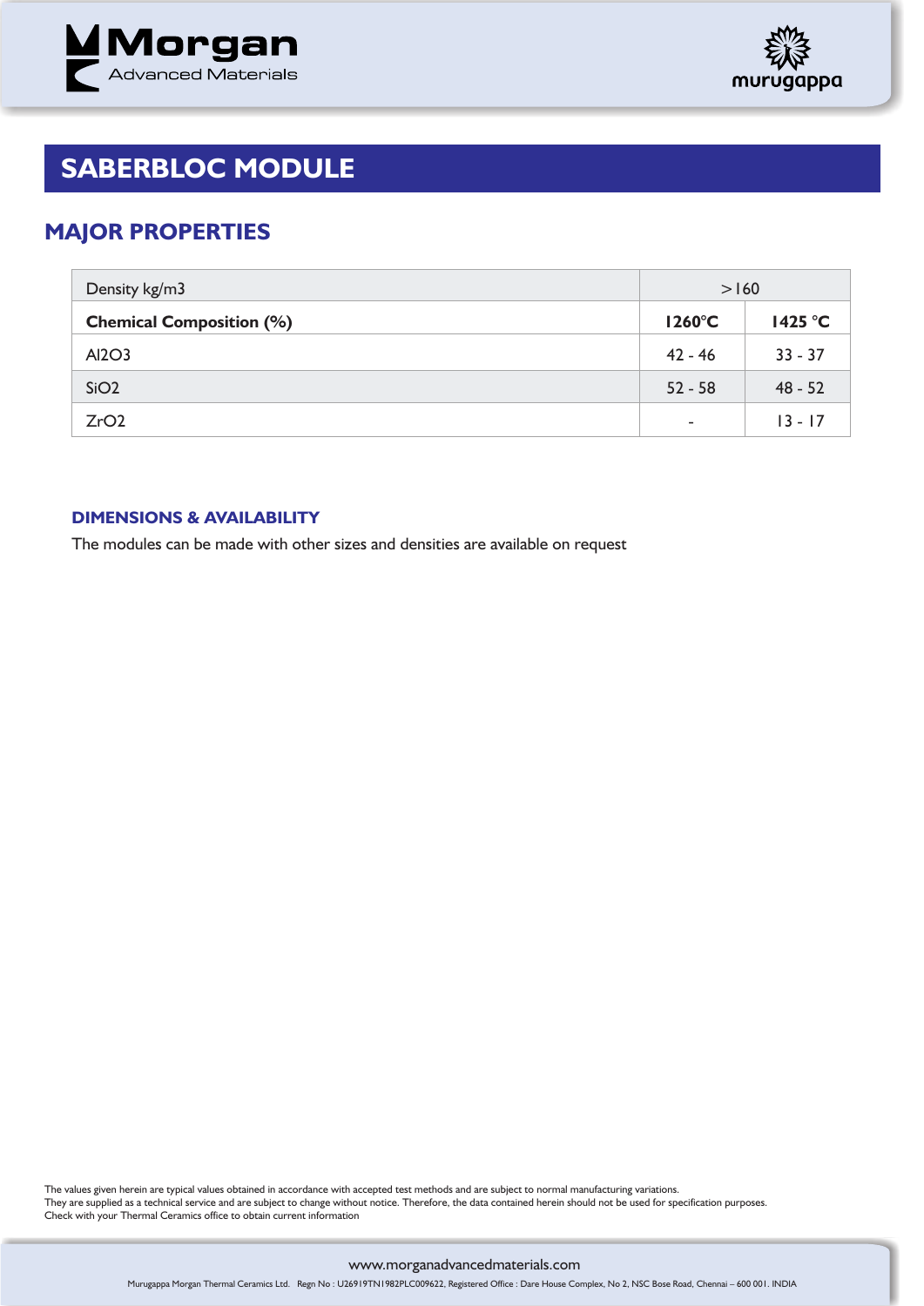# SABERBLOC MODULE

## MAJOR PROPERTIES

| Density kg/m3 | >160 | |
|---|---|---|
| **Chemical Composition (%)** | **1260°C** | **1425 °C** |
| $Al_2O_3$ | 42 - 46 | 33 - 37 |
| $SiO_2$ | 52 - 58 | 48 - 52 |
| $ZrO_2$ | - | 13 - 17 |

### DIMENSIONS & AVAILABILITY

The modules can be made with other sizes and densities are available on request

The values given herein are typical values obtained in accordance with accepted test methods and are subject to normal manufacturing variations.
They are supplied as a technical service and are subject to change without notice. Therefore, the data contained herein should not be used for specification purposes.
Check with your Thermal Ceramics office to obtain current information

www.morganadvancedmaterials.com

Murugappa Morgan Thermal Ceramics Ltd. Regn No : U26919TN1982PLC009622, Registered Office : Dare House Complex, No 2, NSC Bose Road, Chennai – 600 001. INDIA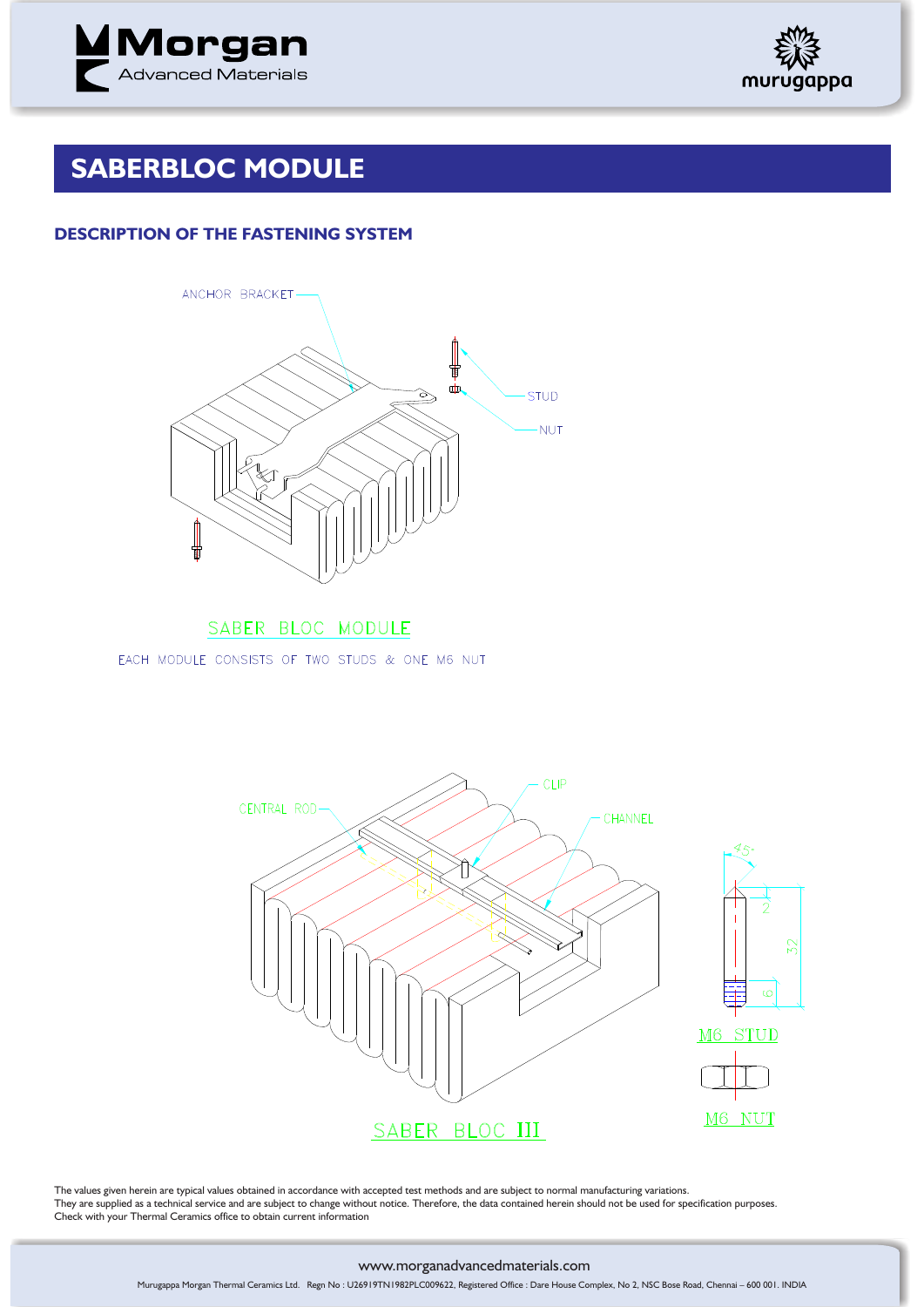# SABERBLOC MODULE

## DESCRIPTION OF THE FASTENING SYSTEM

ANCHOR BRACKET

STUD

NUT

SABER BLOC MODULE

EACH MODULE CONSISTS OF TWO STUDS & ONE M6 NUT

CENTRAL ROD

CLIP

CHANNEL

45°

2

32

6

M6 STUD

M6 NUT

SABER BLOC III

The values given herein are typical values obtained in accordance with accepted test methods and are subject to normal manufacturing variations.
They are supplied as a technical service and are subject to change without notice. Therefore, the data contained herein should not be used for specification purposes.
Check with your Thermal Ceramics office to obtain current information